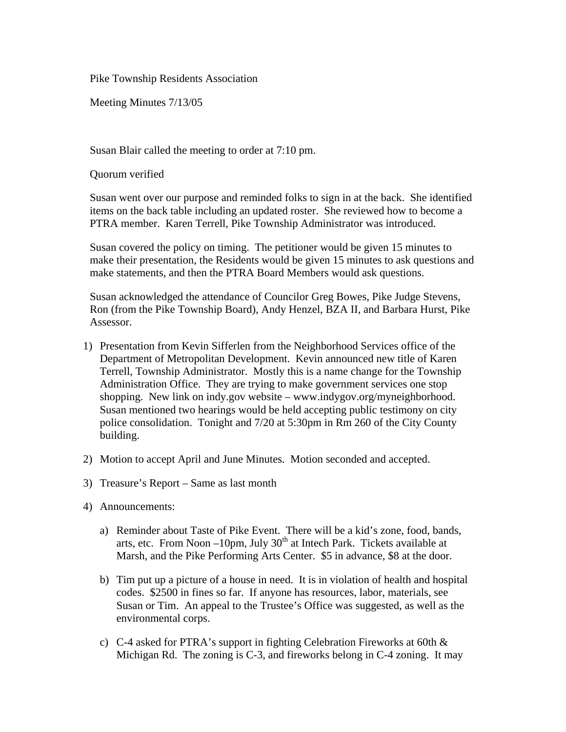Pike Township Residents Association

Meeting Minutes 7/13/05

Susan Blair called the meeting to order at 7:10 pm.

Quorum verified

Susan went over our purpose and reminded folks to sign in at the back. She identified items on the back table including an updated roster. She reviewed how to become a PTRA member. Karen Terrell, Pike Township Administrator was introduced.

Susan covered the policy on timing. The petitioner would be given 15 minutes to make their presentation, the Residents would be given 15 minutes to ask questions and make statements, and then the PTRA Board Members would ask questions.

Susan acknowledged the attendance of Councilor Greg Bowes, Pike Judge Stevens, Ron (from the Pike Township Board), Andy Henzel, BZA II, and Barbara Hurst, Pike Assessor.

1) Presentation from Kevin Sifferlen from the Neighborhood Services office of the Department of Metropolitan Development. Kevin announced new title of Karen Terrell, Township Administrator. Mostly this is a name change for the Township Administration Office. They are trying to make government services one stop shopping. New link on indy.gov website – www.indygov.org/myneighborhood. Susan mentioned two hearings would be held accepting public testimony on city police consolidation. Tonight and 7/20 at 5:30pm in Rm 260 of the City County building.

2) Motion to accept April and June Minutes. Motion seconded and accepted.

3) Treasure's Report – Same as last month

4) Announcements:

   a) Reminder about Taste of Pike Event. There will be a kid's zone, food, bands, arts, etc. From Noon –10pm, July 30th at Intech Park. Tickets available at Marsh, and the Pike Performing Arts Center. $5 in advance, $8 at the door.

   b) Tim put up a picture of a house in need. It is in violation of health and hospital codes. $2500 in fines so far. If anyone has resources, labor, materials, see Susan or Tim. An appeal to the Trustee's Office was suggested, as well as the environmental corps.

   c) C-4 asked for PTRA's support in fighting Celebration Fireworks at 60th & Michigan Rd. The zoning is C-3, and fireworks belong in C-4 zoning. It may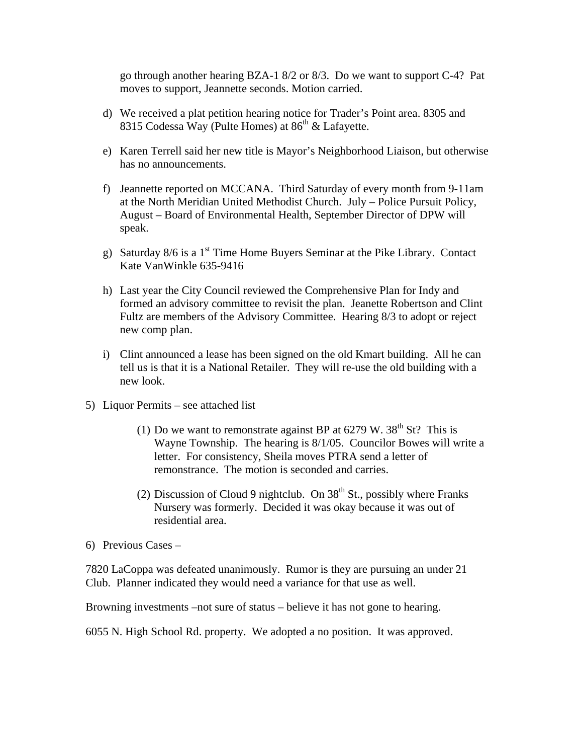go through another hearing BZA-1 8/2 or 8/3. Do we want to support C-4? Pat moves to support, Jeannette seconds. Motion carried.

d) We received a plat petition hearing notice for Trader's Point area. 8305 and 8315 Codessa Way (Pulte Homes) at 86th & Lafayette.

e) Karen Terrell said her new title is Mayor's Neighborhood Liaison, but otherwise has no announcements.

f) Jeannette reported on MCCANA. Third Saturday of every month from 9-11am at the North Meridian United Methodist Church. July – Police Pursuit Policy, August – Board of Environmental Health, September Director of DPW will speak.

g) Saturday 8/6 is a 1st Time Home Buyers Seminar at the Pike Library. Contact Kate VanWinkle 635-9416

h) Last year the City Council reviewed the Comprehensive Plan for Indy and formed an advisory committee to revisit the plan. Jeanette Robertson and Clint Fultz are members of the Advisory Committee. Hearing 8/3 to adopt or reject new comp plan.

i) Clint announced a lease has been signed on the old Kmart building. All he can tell us is that it is a National Retailer. They will re-use the old building with a new look.

5) Liquor Permits – see attached list

   (1) Do we want to remonstrate against BP at 6279 W. 38th St? This is Wayne Township. The hearing is 8/1/05. Councilor Bowes will write a letter. For consistency, Sheila moves PTRA send a letter of remonstrance. The motion is seconded and carries.

   (2) Discussion of Cloud 9 nightclub. On 38th St., possibly where Franks Nursery was formerly. Decided it was okay because it was out of residential area.

6) Previous Cases –

7820 LaCoppa was defeated unanimously. Rumor is they are pursuing an under 21 Club. Planner indicated they would need a variance for that use as well.

Browning investments –not sure of status – believe it has not gone to hearing.

6055 N. High School Rd. property. We adopted a no position. It was approved.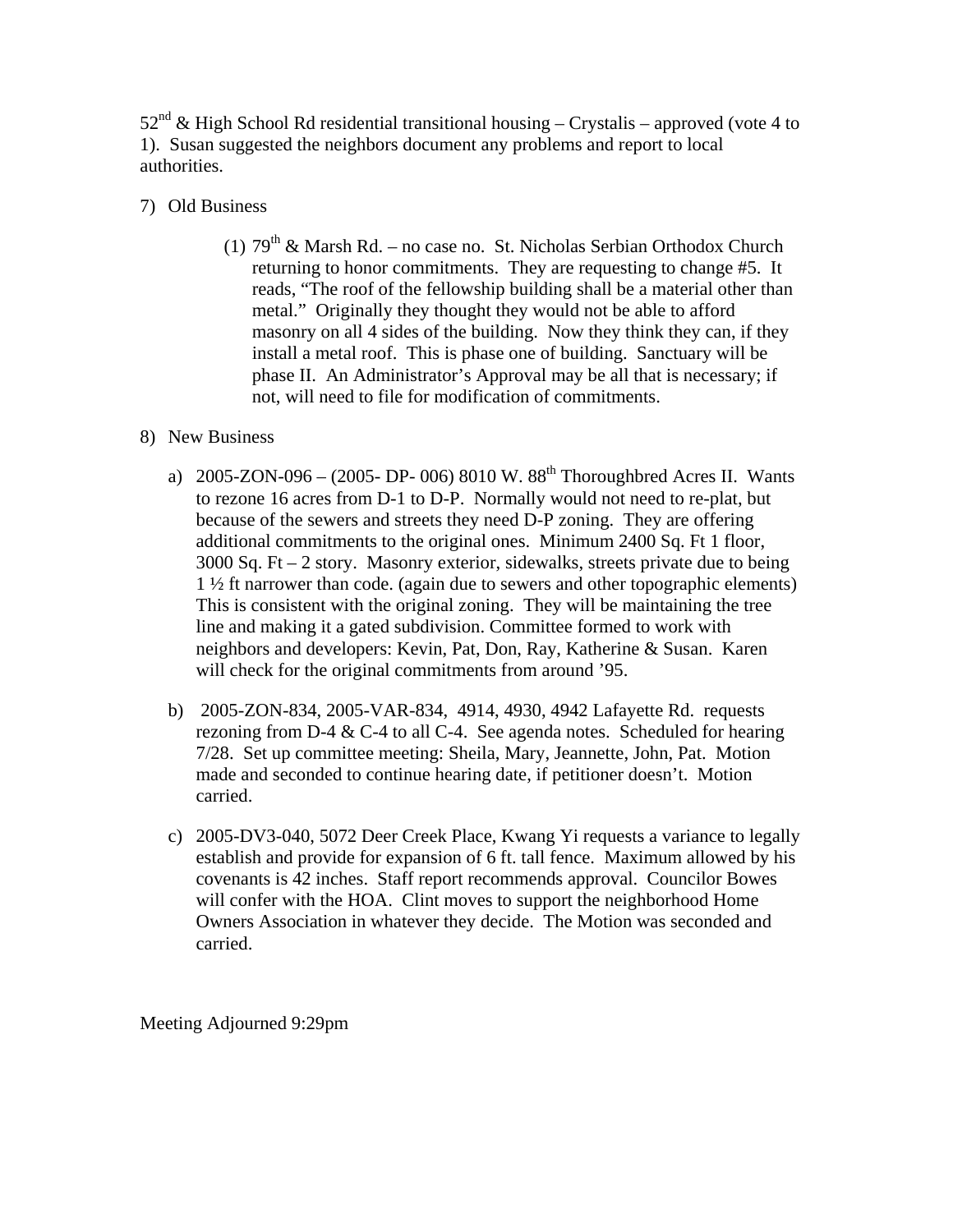52nd & High School Rd residential transitional housing – Crystalis – approved (vote 4 to 1). Susan suggested the neighbors document any problems and report to local authorities.

7) Old Business

(1) 79th & Marsh Rd. – no case no. St. Nicholas Serbian Orthodox Church returning to honor commitments. They are requesting to change #5. It reads, "The roof of the fellowship building shall be a material other than metal." Originally they thought they would not be able to afford masonry on all 4 sides of the building. Now they think they can, if they install a metal roof. This is phase one of building. Sanctuary will be phase II. An Administrator's Approval may be all that is necessary; if not, will need to file for modification of commitments.

8) New Business

a) 2005-ZON-096 – (2005- DP- 006) 8010 W. 88th Thoroughbred Acres II. Wants to rezone 16 acres from D-1 to D-P. Normally would not need to re-plat, but because of the sewers and streets they need D-P zoning. They are offering additional commitments to the original ones. Minimum 2400 Sq. Ft 1 floor, 3000 Sq. Ft – 2 story. Masonry exterior, sidewalks, streets private due to being 1 ½ ft narrower than code. (again due to sewers and other topographic elements) This is consistent with the original zoning. They will be maintaining the tree line and making it a gated subdivision. Committee formed to work with neighbors and developers: Kevin, Pat, Don, Ray, Katherine & Susan. Karen will check for the original commitments from around '95.

b) 2005-ZON-834, 2005-VAR-834, 4914, 4930, 4942 Lafayette Rd. requests rezoning from D-4 & C-4 to all C-4. See agenda notes. Scheduled for hearing 7/28. Set up committee meeting: Sheila, Mary, Jeannette, John, Pat. Motion made and seconded to continue hearing date, if petitioner doesn't. Motion carried.

c) 2005-DV3-040, 5072 Deer Creek Place, Kwang Yi requests a variance to legally establish and provide for expansion of 6 ft. tall fence. Maximum allowed by his covenants is 42 inches. Staff report recommends approval. Councilor Bowes will confer with the HOA. Clint moves to support the neighborhood Home Owners Association in whatever they decide. The Motion was seconded and carried.

Meeting Adjourned 9:29pm